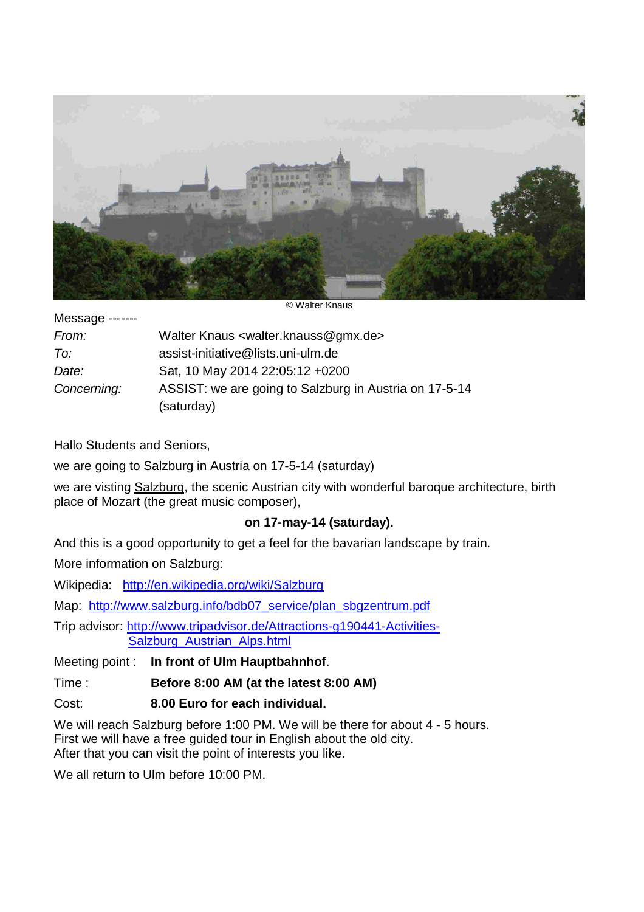© Walter Knaus

Message -------

| | |
|---|---|
| *From:* | Walter Knaus <walter.knauss@gmx.de> |
| *To:* | assist-initiative@lists.uni-ulm.de |
| *Date:* | Sat, 10 May 2014 22:05:12 +0200 |
| *Concerning:* | ASSIST: we are going to Salzburg in Austria on 17-5-14 (saturday) |

Hallo Students and Seniors,

we are going to Salzburg in Austria on 17-5-14 (saturday)

we are visting Salzburg, the scenic Austrian city with wonderful baroque architecture, birth place of Mozart (the great music composer),

**on 17-may-14 (saturday).**

And this is a good opportunity to get a feel for the bavarian landscape by train.

More information on Salzburg:

Wikipedia: http://en.wikipedia.org/wiki/Salzburg

Map: http://www.salzburg.info/bdb07_service/plan_sbgzentrum.pdf

Trip advisor: http://www.tripadvisor.de/Attractions-g190441-Activities-Salzburg_Austrian_Alps.html

Meeting point : **In front of Ulm Hauptbahnhof**.

Time : **Before 8:00 AM (at the latest 8:00 AM)**

Cost: **8.00 Euro for each individual.**

We will reach Salzburg before 1:00 PM. We will be there for about 4 - 5 hours.
First we will have a free guided tour in English about the old city.
After that you can visit the point of interests you like.

We all return to Ulm before 10:00 PM.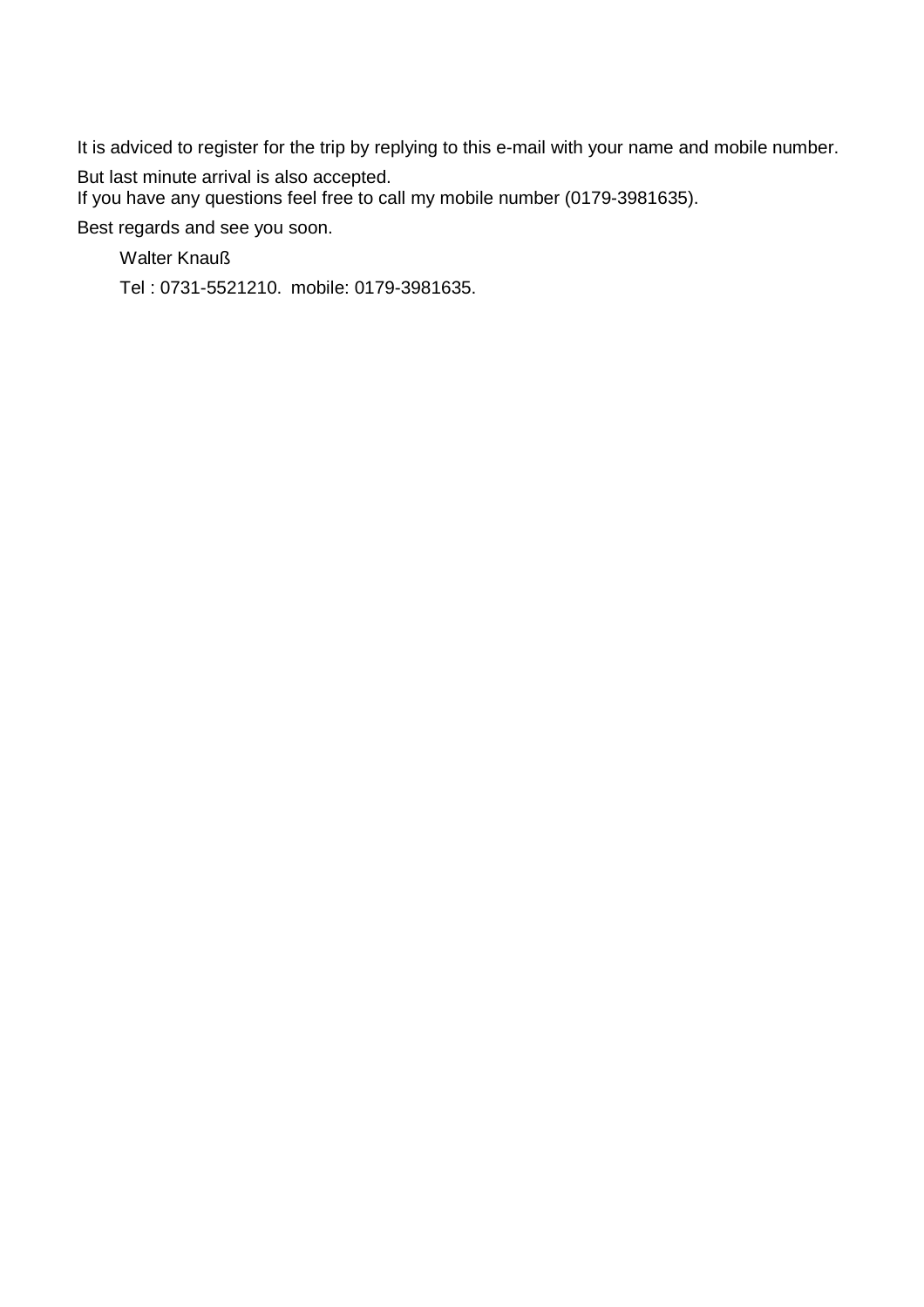It is adviced to register for the trip by replying to this e-mail with your name and mobile number.

But last minute arrival is also accepted.
If you have any questions feel free to call my mobile number (0179-3981635).

Best regards and see you soon.

Walter Knauß

Tel : 0731-5521210. mobile: 0179-3981635.